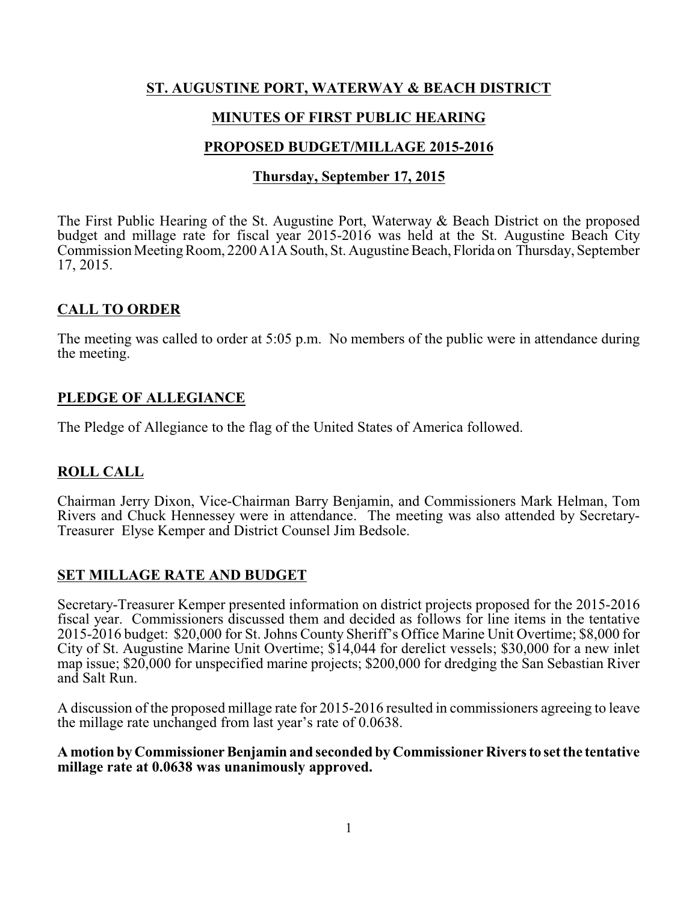# ST. AUGUSTINE PORT, WATERWAY & BEACH DISTRICT

## MINUTES OF FIRST PUBLIC HEARING

## PROPOSED BUDGET/MILLAGE 2015-2016

### Thursday, September 17, 2015

The First Public Hearing of the St. Augustine Port, Waterway & Beach District on the proposed budget and millage rate for fiscal year 2015-2016 was held at the St. Augustine Beach City Commission Meeting Room, 2200 A1A South, St. Augustine Beach, Florida on Thursday, September 17, 2015.

## CALL TO ORDER

The meeting was called to order at 5:05 p.m. No members of the public were in attendance during the meeting.

## PLEDGE OF ALLEGIANCE

The Pledge of Allegiance to the flag of the United States of America followed.

## ROLL CALL

Chairman Jerry Dixon, Vice-Chairman Barry Benjamin, and Commissioners Mark Helman, Tom Rivers and Chuck Hennessey were in attendance. The meeting was also attended by Secretary-Treasurer Elyse Kemper and District Counsel Jim Bedsole.

## SET MILLAGE RATE AND BUDGET

Secretary-Treasurer Kemper presented information on district projects proposed for the 2015-2016 fiscal year. Commissioners discussed them and decided as follows for line items in the tentative 2015-2016 budget: $20,000 for St. Johns County Sheriff's Office Marine Unit Overtime; $8,000 for City of St. Augustine Marine Unit Overtime; $14,044 for derelict vessels; $30,000 for a new inlet map issue; $20,000 for unspecified marine projects; $200,000 for dredging the San Sebastian River and Salt Run.

A discussion of the proposed millage rate for 2015-2016 resulted in commissioners agreeing to leave the millage rate unchanged from last year's rate of 0.0638.

**A motion by Commissioner Benjamin and seconded by Commissioner Rivers to set the tentative millage rate at 0.0638 was unanimously approved.**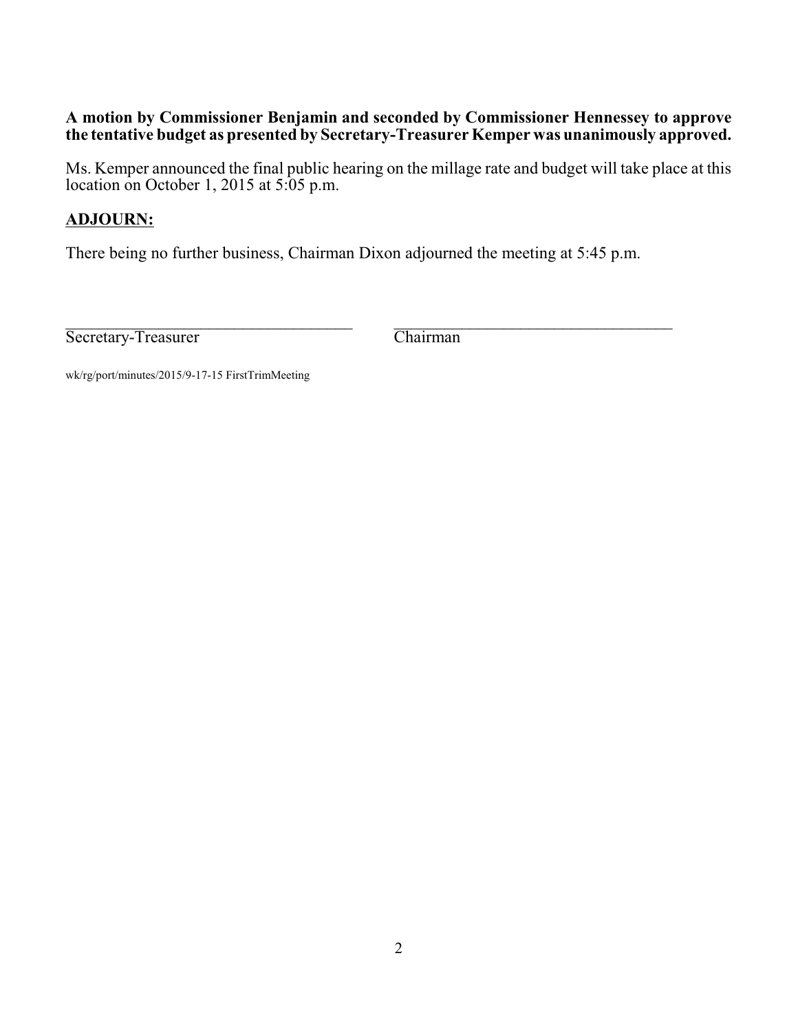**A motion by Commissioner Benjamin and seconded by Commissioner Hennessey to approve the tentative budget as presented by Secretary-Treasurer Kemper was unanimously approved.**

Ms. Kemper announced the final public hearing on the millage rate and budget will take place at this location on October 1, 2015 at 5:05 p.m.

## ADJOURN:

There being no further business, Chairman Dixon adjourned the meeting at 5:45 p.m.

\_\_\_\_\_\_\_\_\_\_\_\_\_\_\_\_\_\_\_\_\_\_\_\_\_\_\_\_\_\_\_\_\_\_\_ \_\_\_\_\_\_\_\_\_\_\_\_\_\_\_\_\_\_\_\_\_\_\_\_\_\_\_\_\_\_\_\_\_\_\_

Secretary-Treasurer Chairman

wk/rg/port/minutes/2015/9-17-15 FirstTrimMeeting